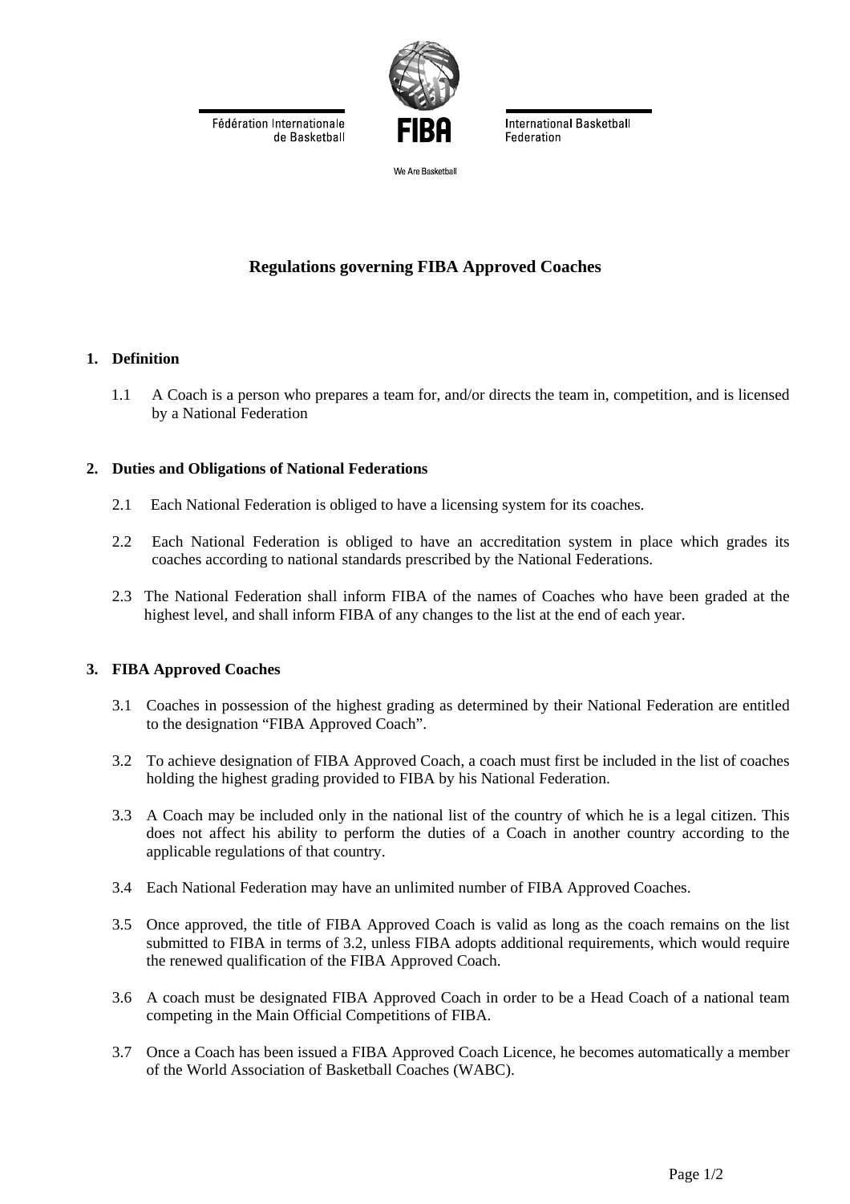Fédération Internationale de Basketball

FIBA

International Basketball Federation

We Are Basketball

# Regulations governing FIBA Approved Coaches

## 1. Definition

1.1 A Coach is a person who prepares a team for, and/or directs the team in, competition, and is licensed by a National Federation

## 2. Duties and Obligations of National Federations

2.1 Each National Federation is obliged to have a licensing system for its coaches.

2.2 Each National Federation is obliged to have an accreditation system in place which grades its coaches according to national standards prescribed by the National Federations.

2.3 The National Federation shall inform FIBA of the names of Coaches who have been graded at the highest level, and shall inform FIBA of any changes to the list at the end of each year.

## 3. FIBA Approved Coaches

3.1 Coaches in possession of the highest grading as determined by their National Federation are entitled to the designation "FIBA Approved Coach".

3.2 To achieve designation of FIBA Approved Coach, a coach must first be included in the list of coaches holding the highest grading provided to FIBA by his National Federation.

3.3 A Coach may be included only in the national list of the country of which he is a legal citizen. This does not affect his ability to perform the duties of a Coach in another country according to the applicable regulations of that country.

3.4 Each National Federation may have an unlimited number of FIBA Approved Coaches.

3.5 Once approved, the title of FIBA Approved Coach is valid as long as the coach remains on the list submitted to FIBA in terms of 3.2, unless FIBA adopts additional requirements, which would require the renewed qualification of the FIBA Approved Coach.

3.6 A coach must be designated FIBA Approved Coach in order to be a Head Coach of a national team competing in the Main Official Competitions of FIBA.

3.7 Once a Coach has been issued a FIBA Approved Coach Licence, he becomes automatically a member of the World Association of Basketball Coaches (WABC).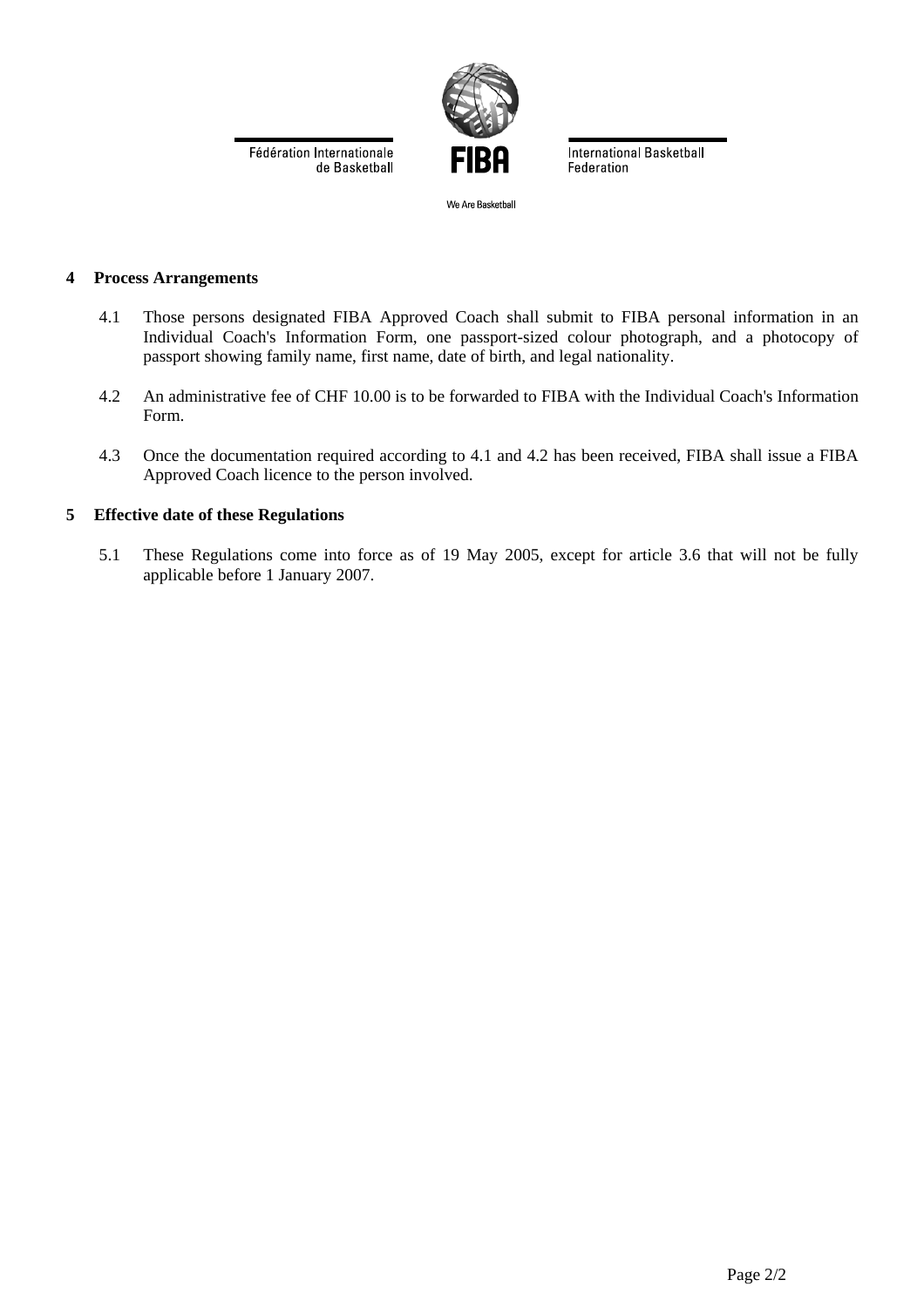## 4 Process Arrangements

4.1 Those persons designated FIBA Approved Coach shall submit to FIBA personal information in an Individual Coach's Information Form, one passport-sized colour photograph, and a photocopy of passport showing family name, first name, date of birth, and legal nationality.

4.2 An administrative fee of CHF 10.00 is to be forwarded to FIBA with the Individual Coach's Information Form.

4.3 Once the documentation required according to 4.1 and 4.2 has been received, FIBA shall issue a FIBA Approved Coach licence to the person involved.

## 5 Effective date of these Regulations

5.1 These Regulations come into force as of 19 May 2005, except for article 3.6 that will not be fully applicable before 1 January 2007.